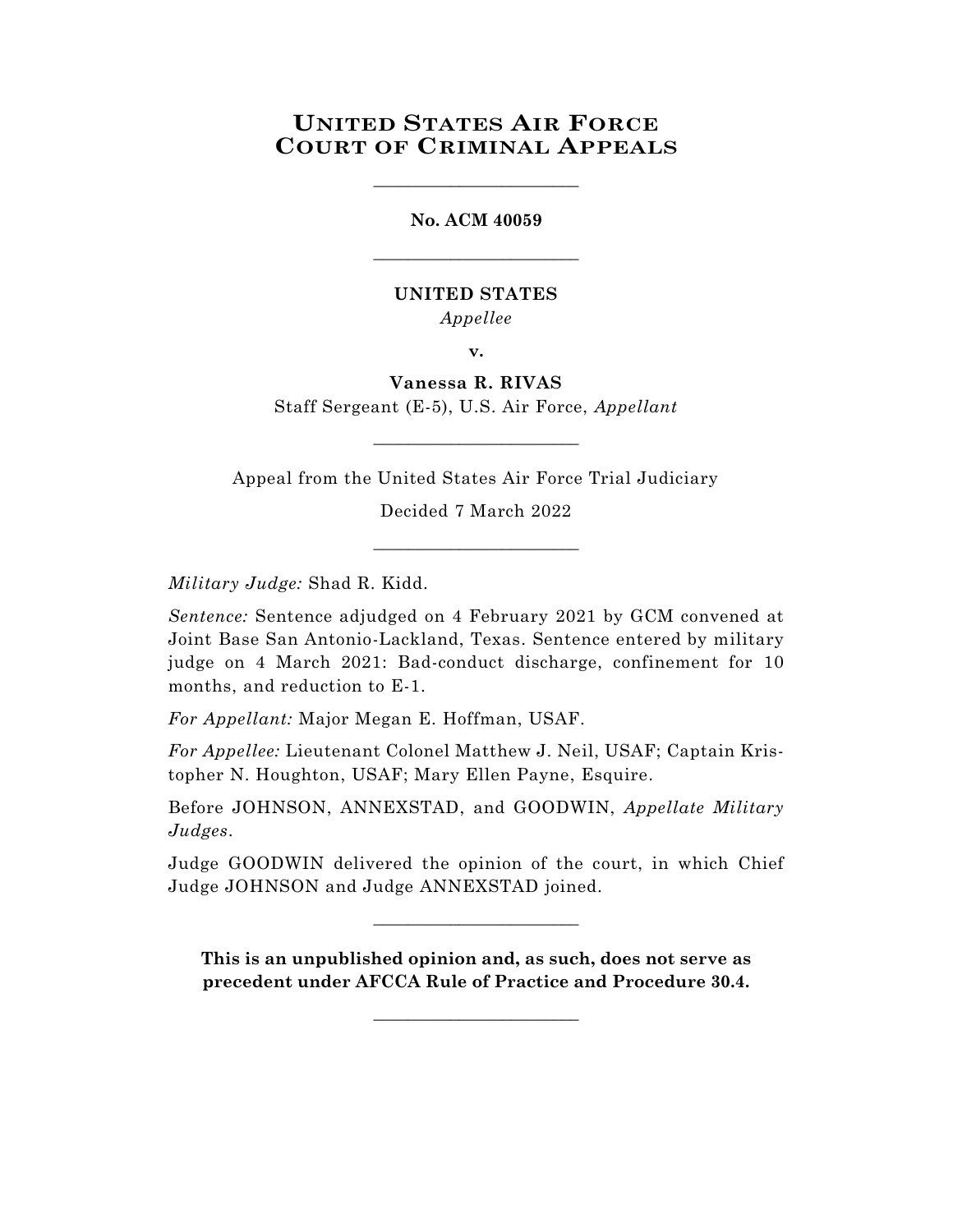# United States Air Force
# Court of Criminal Appeals

---

**No. ACM 40059**

---

**UNITED STATES**

*Appellee*

**v.**

**Vanessa R. RIVAS**

Staff Sergeant (E-5), U.S. Air Force, *Appellant*

---

Appeal from the United States Air Force Trial Judiciary

Decided 7 March 2022

---

*Military Judge:* Shad R. Kidd.

*Sentence:* Sentence adjudged on 4 February 2021 by GCM convened at Joint Base San Antonio-Lackland, Texas. Sentence entered by military judge on 4 March 2021: Bad-conduct discharge, confinement for 10 months, and reduction to E-1.

*For Appellant:* Major Megan E. Hoffman, USAF.

*For Appellee:* Lieutenant Colonel Matthew J. Neil, USAF; Captain Kristopher N. Houghton, USAF; Mary Ellen Payne, Esquire.

Before JOHNSON, ANNEXSTAD, and GOODWIN, *Appellate Military Judges*.

Judge GOODWIN delivered the opinion of the court, in which Chief Judge JOHNSON and Judge ANNEXSTAD joined.

---

**This is an unpublished opinion and, as such, does not serve as precedent under AFCCA Rule of Practice and Procedure 30.4.**

---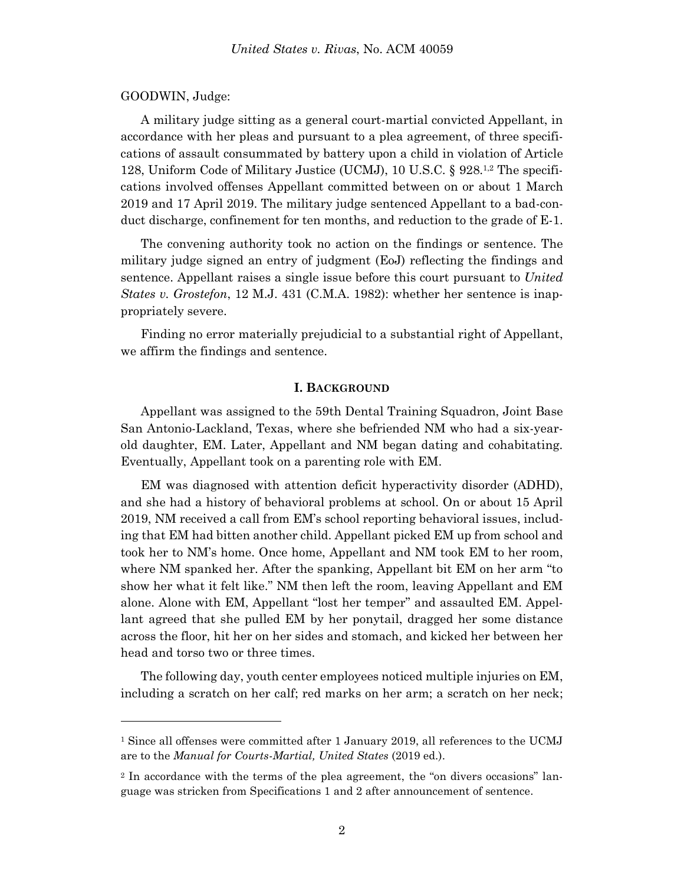GOODWIN, Judge:

A military judge sitting as a general court-martial convicted Appellant, in accordance with her pleas and pursuant to a plea agreement, of three specifications of assault consummated by battery upon a child in violation of Article 128, Uniform Code of Military Justice (UCMJ), 10 U.S.C. § 928.[1,2] The specifications involved offenses Appellant committed between on or about 1 March 2019 and 17 April 2019. The military judge sentenced Appellant to a bad-conduct discharge, confinement for ten months, and reduction to the grade of E-1.

The convening authority took no action on the findings or sentence. The military judge signed an entry of judgment (EoJ) reflecting the findings and sentence. Appellant raises a single issue before this court pursuant to *United States v. Grostefon*, 12 M.J. 431 (C.M.A. 1982): whether her sentence is inappropriately severe.

Finding no error materially prejudicial to a substantial right of Appellant, we affirm the findings and sentence.

## I. BACKGROUND

Appellant was assigned to the 59th Dental Training Squadron, Joint Base San Antonio-Lackland, Texas, where she befriended NM who had a six-year-old daughter, EM. Later, Appellant and NM began dating and cohabitating. Eventually, Appellant took on a parenting role with EM.

EM was diagnosed with attention deficit hyperactivity disorder (ADHD), and she had a history of behavioral problems at school. On or about 15 April 2019, NM received a call from EM's school reporting behavioral issues, including that EM had bitten another child. Appellant picked EM up from school and took her to NM's home. Once home, Appellant and NM took EM to her room, where NM spanked her. After the spanking, Appellant bit EM on her arm "to show her what it felt like." NM then left the room, leaving Appellant and EM alone. Alone with EM, Appellant "lost her temper" and assaulted EM. Appellant agreed that she pulled EM by her ponytail, dragged her some distance across the floor, hit her on her sides and stomach, and kicked her between her head and torso two or three times.

The following day, youth center employees noticed multiple injuries on EM, including a scratch on her calf; red marks on her arm; a scratch on her neck;

---

[1] Since all offenses were committed after 1 January 2019, all references to the UCMJ are to the *Manual for Courts-Martial, United States* (2019 ed.).

[2] In accordance with the terms of the plea agreement, the "on divers occasions" language was stricken from Specifications 1 and 2 after announcement of sentence.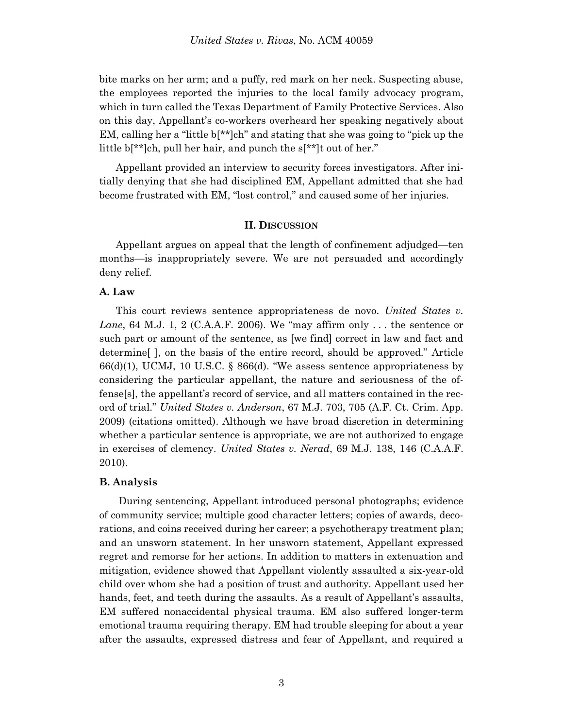bite marks on her arm; and a puffy, red mark on her neck. Suspecting abuse, the employees reported the injuries to the local family advocacy program, which in turn called the Texas Department of Family Protective Services. Also on this day, Appellant's co-workers overheard her speaking negatively about EM, calling her a "little b[**]ch" and stating that she was going to "pick up the little b[**]ch, pull her hair, and punch the s[**]t out of her."

Appellant provided an interview to security forces investigators. After initially denying that she had disciplined EM, Appellant admitted that she had become frustrated with EM, "lost control," and caused some of her injuries.

## II. DISCUSSION

Appellant argues on appeal that the length of confinement adjudged—ten months—is inappropriately severe. We are not persuaded and accordingly deny relief.

### A. Law

This court reviews sentence appropriateness de novo. *United States v. Lane*, 64 M.J. 1, 2 (C.A.A.F. 2006). We "may affirm only . . . the sentence or such part or amount of the sentence, as [we find] correct in law and fact and determine[ ], on the basis of the entire record, should be approved." Article 66(d)(1), UCMJ, 10 U.S.C. § 866(d). "We assess sentence appropriateness by considering the particular appellant, the nature and seriousness of the offense[s], the appellant's record of service, and all matters contained in the record of trial." *United States v. Anderson*, 67 M.J. 703, 705 (A.F. Ct. Crim. App. 2009) (citations omitted). Although we have broad discretion in determining whether a particular sentence is appropriate, we are not authorized to engage in exercises of clemency. *United States v. Nerad*, 69 M.J. 138, 146 (C.A.A.F. 2010).

### B. Analysis

During sentencing, Appellant introduced personal photographs; evidence of community service; multiple good character letters; copies of awards, decorations, and coins received during her career; a psychotherapy treatment plan; and an unsworn statement. In her unsworn statement, Appellant expressed regret and remorse for her actions. In addition to matters in extenuation and mitigation, evidence showed that Appellant violently assaulted a six-year-old child over whom she had a position of trust and authority. Appellant used her hands, feet, and teeth during the assaults. As a result of Appellant's assaults, EM suffered nonaccidental physical trauma. EM also suffered longer-term emotional trauma requiring therapy. EM had trouble sleeping for about a year after the assaults, expressed distress and fear of Appellant, and required a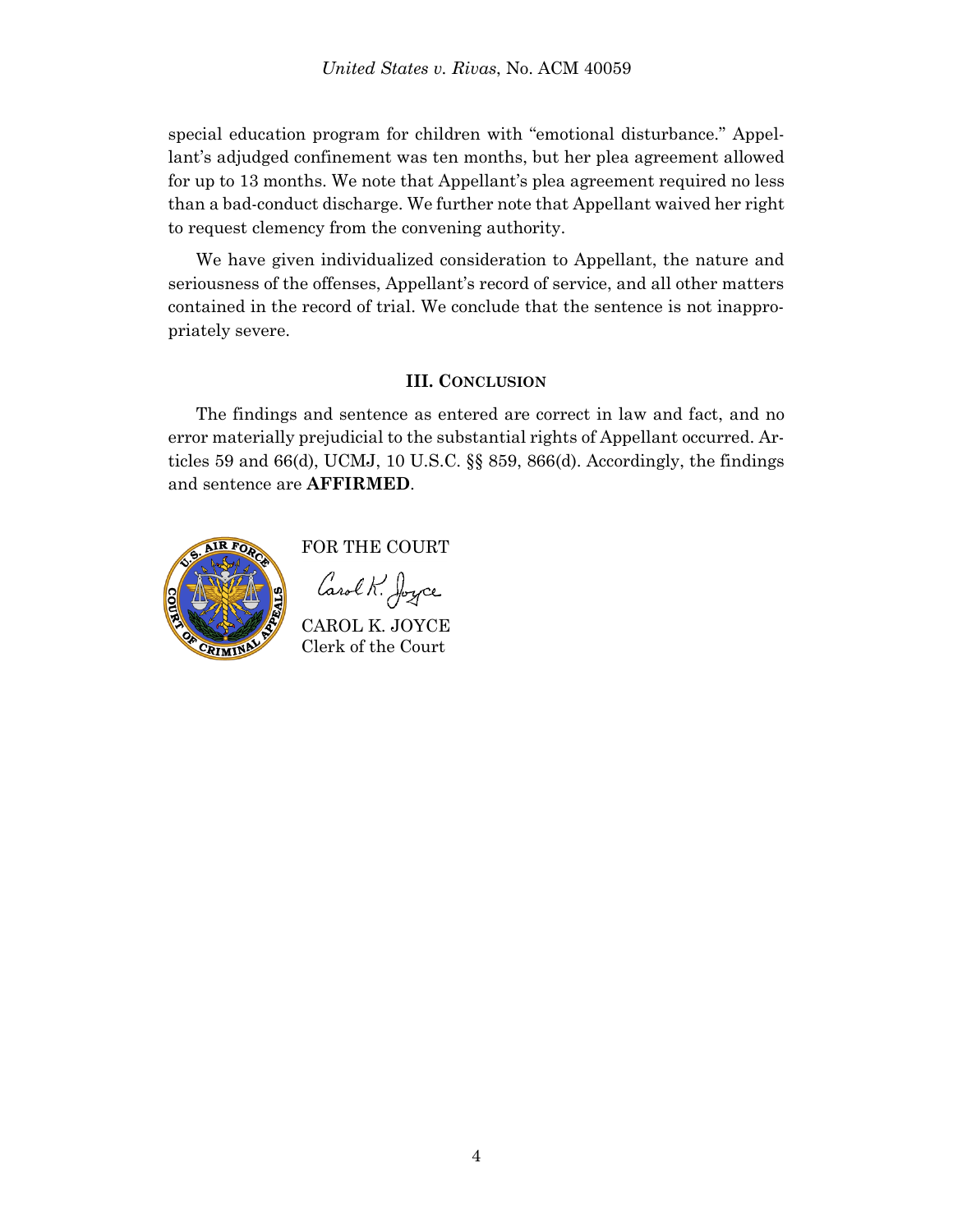special education program for children with "emotional disturbance." Appellant's adjudged confinement was ten months, but her plea agreement allowed for up to 13 months. We note that Appellant's plea agreement required no less than a bad-conduct discharge. We further note that Appellant waived her right to request clemency from the convening authority.

We have given individualized consideration to Appellant, the nature and seriousness of the offenses, Appellant's record of service, and all other matters contained in the record of trial. We conclude that the sentence is not inappropriately severe.

### III. Conclusion

The findings and sentence as entered are correct in law and fact, and no error materially prejudicial to the substantial rights of Appellant occurred. Articles 59 and 66(d), UCMJ, 10 U.S.C. §§ 859, 866(d). Accordingly, the findings and sentence are **AFFIRMED**.

FOR THE COURT

Carol K. Joyce

CAROL K. JOYCE
Clerk of the Court